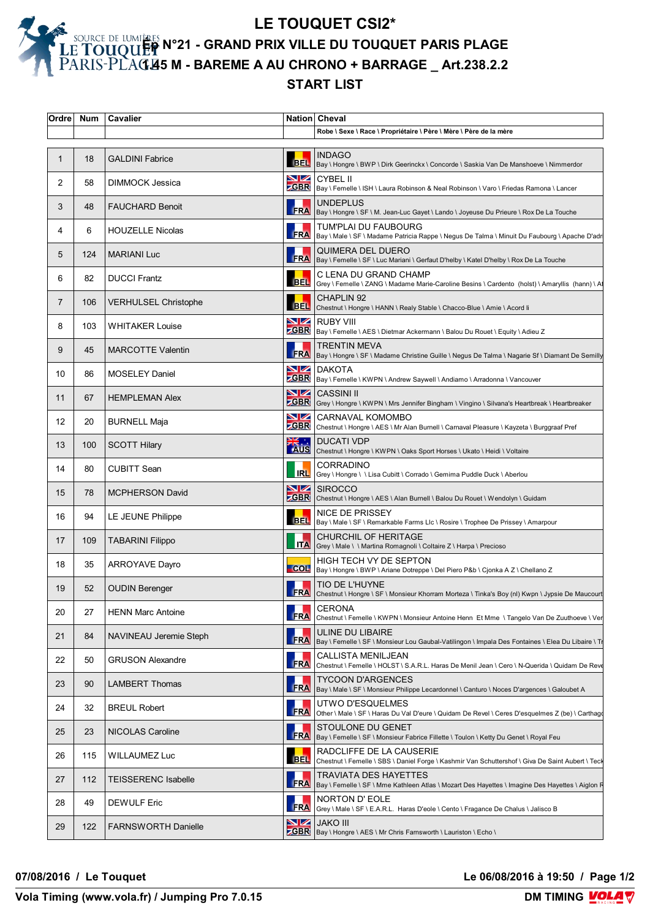# LE TOUQUET CSI2*

## Ep N°21 - GRAND PRIX VILLE DU TOUQUET PARIS PLAGE

## 1.45 M - BAREME A AU CHRONO + BARRAGE _ Art.238.2.2

## START LIST

| Ordre | Num | Cavalier | Nation | Cheval<br>Robe \ Sexe \ Race \ Propriétaire \ Père \ Mère \ Père de la mère |
|---|---|---|---|---|
| 1 | 18 | GALDINI Fabrice | BEL | INDAGO<br>Bay \ Hongre \ BWP \ Dirk Geerinckx \ Concorde \ Saskia Van De Manshoeve \ Nimmerdor |
| 2 | 58 | DIMMOCK Jessica | GBR | CYBEL II<br>Bay \ Femelle \ ISH \ Laura Robinson & Neal Robinson \ Varo \ Friedas Ramona \ Lancer |
| 3 | 48 | FAUCHARD Benoit | FRA | UNDEPLUS<br>Bay \ Hongre \ SF \ M. Jean-Luc Gayet \ Lando \ Joyeuse Du Prieure \ Rox De La Touche |
| 4 | 6 | HOUZELLE Nicolas | FRA | TUM'PLAI DU FAUBOURG<br>Bay \ Male \ SF \ Madame Patricia Rappe \ Negus De Talma \ Minuit Du Faubourg \ Apache D'adr |
| 5 | 124 | MARIANI Luc | FRA | QUIMERA DEL DUERO<br>Bay \ Femelle \ SF \ Luc Mariani \ Gerfaut D'helby \ Katel D'helby \ Rox De La Touche |
| 6 | 82 | DUCCI Frantz | BEL | C LENA DU GRAND CHAMP<br>Grey \ Femelle \ ZANG \ Madame Marie-Caroline Besins \ Cardento (holst) \ Amaryllis (hann) \ A |
| 7 | 106 | VERHULSEL Christophe | BEL | CHAPLIN 92<br>Chestnut \ Hongre \ HANN \ Realy Stable \ Chacco-Blue \ Amie \ Acord Ii |
| 8 | 103 | WHITAKER Louise | GBR | RUBY VIII<br>Bay \ Femelle \ AES \ Dietmar Ackermann \ Balou Du Rouet \ Equity \ Adieu Z |
| 9 | 45 | MARCOTTE Valentin | FRA | TRENTIN MEVA<br>Bay \ Hongre \ SF \ Madame Christine Guille \ Negus De Talma \ Nagarie Sf \ Diamant De Semilly |
| 10 | 86 | MOSELEY Daniel | GBR | DAKOTA<br>Bay \ Femelle \ KWPN \ Andrew Saywell \ Andiamo \ Arradonna \ Vancouver |
| 11 | 67 | HEMPLEMAN Alex | GBR | CASSINI II<br>Grey \ Hongre \ KWPN \ Mrs Jennifer Bingham \ Vingino \ Silvana's Heartbreak \ Heartbreaker |
| 12 | 20 | BURNELL Maja | GBR | CARNAVAL KOMOMBO<br>Chestnut \ Hongre \ AES \ Mr Alan Burnell \ Carnaval Pleasure \ Kayzeta \ Burggraaf Pref |
| 13 | 100 | SCOTT Hilary | AUS | DUCATI VDP<br>Chestnut \ Hongre \ KWPN \ Oaks Sport Horses \ Ukato \ Heidi \ Voltaire |
| 14 | 80 | CUBITT Sean | IRL | CORRADINO<br>Grey \ Hongre \ \ Lisa Cubitt \ Corrado \ Gemima Puddle Duck \ Aberlou |
| 15 | 78 | MCPHERSON David | GBR | SIROCCO<br>Chestnut \ Hongre \ AES \ Alan Burnell \ Balou Du Rouet \ Wendolyn \ Guidam |
| 16 | 94 | LE JEUNE Philippe | BEL | NICE DE PRISSEY<br>Bay \ Male \ SF \ Remarkable Farms Llc \ Rosire \ Trophee De Prissey \ Amarpour |
| 17 | 109 | TABARINI Filippo | ITA | CHURCHIL OF HERITAGE<br>Grey \ Male \ \ Martina Romagnoli \ Coltaire Z \ Harpa \ Precioso |
| 18 | 35 | ARROYAVE Dayro | COL | HIGH TECH VY DE SEPTON<br>Bay \ Hongre \ BWP \ Ariane Dotreppe \ Del Piero P&b \ Cjonka A Z \ Chellano Z |
| 19 | 52 | OUDIN Berenger | FRA | TIO DE L'HUYNE<br>Chestnut \ Hongre \ SF \ Monsieur Khorram Morteza \ Tinka's Boy (nl) Kwpn \ Jypsie De Maucourt |
| 20 | 27 | HENN Marc Antoine | FRA | CERONA<br>Chestnut \ Femelle \ KWPN \ Monsieur Antoine Henn Et Mme \ Tangelo Van De Zuuthoeve \ Ver |
| 21 | 84 | NAVINEAU Jeremie Steph | FRA | ULINE DU LIBAIRE<br>Bay \ Femelle \ SF \ Monsieur Lou Gaubal-Vatilingon \ Impala Des Fontaines \ Elea Du Libaire \ Tr |
| 22 | 50 | GRUSON Alexandre | FRA | CALLISTA MENILJEAN<br>Chestnut \ Femelle \ HOLST \ S.A.R.L. Haras De Menil Jean \ Cero \ N-Querida \ Quidam De Reve |
| 23 | 90 | LAMBERT Thomas | FRA | TYCOON D'ARGENCES<br>Bay \ Male \ SF \ Monsieur Philippe Lecardonnel \ Canturo \ Noces D'argences \ Galoubet A |
| 24 | 32 | BREUL Robert | FRA | UTWO D'ESQUELMES<br>Other \ Male \ SF \ Haras Du Val D'eure \ Quidam De Revel \ Ceres D'esquelmes Z (be) \ Carthag |
| 25 | 23 | NICOLAS Caroline | FRA | STOULONE DU GENET<br>Bay \ Femelle \ SF \ Monsieur Fabrice Fillette \ Toulon \ Ketty Du Genet \ Royal Feu |
| 26 | 115 | WILLAUMEZ Luc | BEL | RADCLIFFE DE LA CAUSERIE<br>Chestnut \ Femelle \ SBS \ Daniel Forge \ Kashmir Van Schuttershof \ Giva De Saint Aubert \ Teck |
| 27 | 112 | TEISSERENC Isabelle | FRA | TRAVIATA DES HAYETTES<br>Bay \ Femelle \ SF \ Mme Kathleen Atlas \ Mozart Des Hayettes \ Imagine Des Hayettes \ Aiglon R |
| 28 | 49 | DEWULF Eric | FRA | NORTON D' EOLE<br>Grey \ Male \ SF \ E.A.R.L. Haras D'eole \ Cento \ Fragance De Chalus \ Jalisco B |
| 29 | 122 | FARNSWORTH Danielle | GBR | JAKO III<br>Bay \ Hongre \ AES \ Mr Chris Farnsworth \ Lauriston \ Echo \ |

07/08/2016 / Le Touquet

Le 06/08/2016 à 19:50

Vola Timing (www.vola.fr) / Jumping Pro 7.0.15

DM TIMING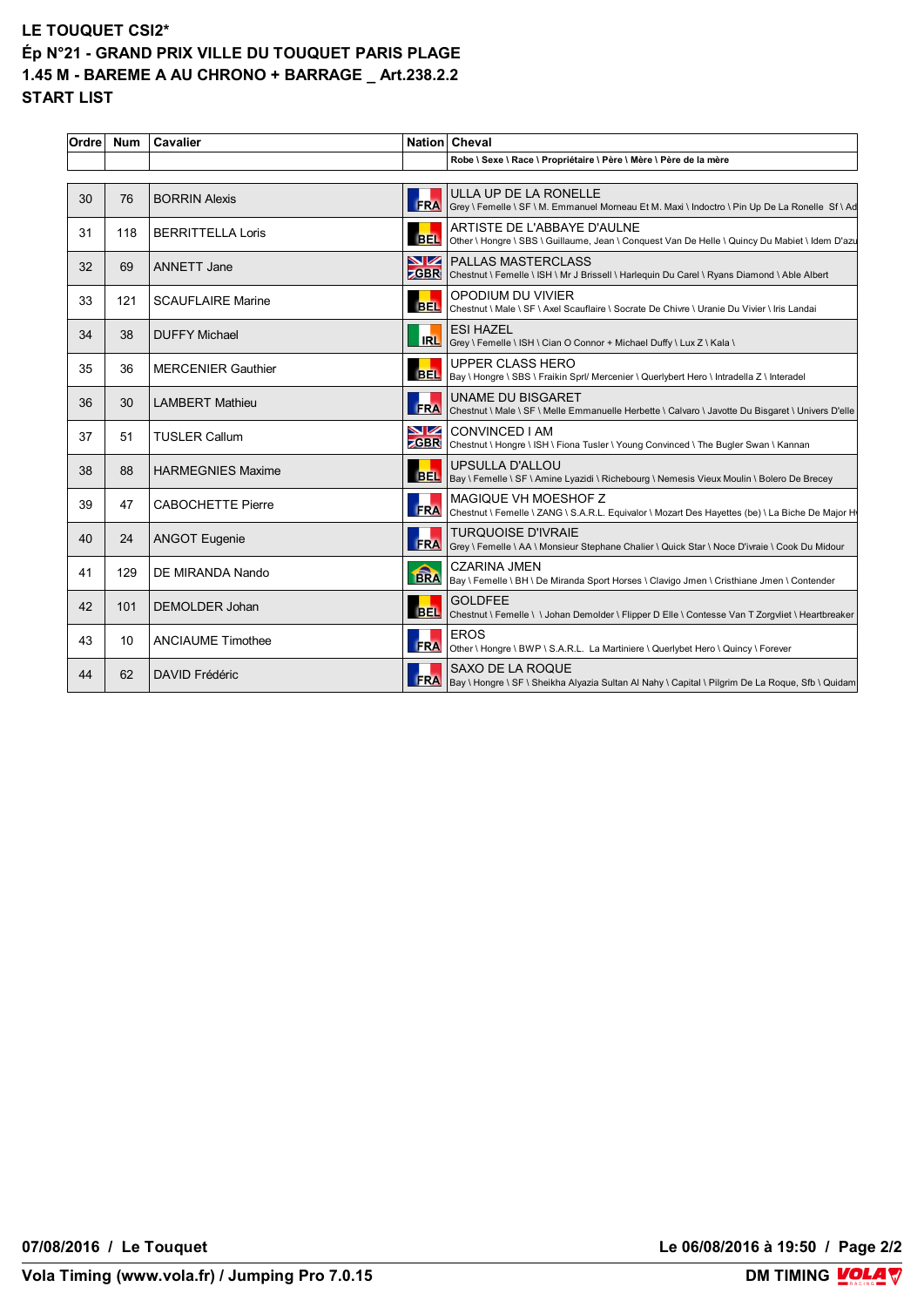# LE TOUQUET CSI2*
## Ép N°21 - GRAND PRIX VILLE DU TOUQUET PARIS PLAGE
## 1.45 M - BAREME A AU CHRONO + BARRAGE _ Art.238.2.2
## START LIST

| Ordre | Num | Cavalier | Nation | Cheval |
|---|---|---|---|---|
| | | | | Robe \ Sexe \ Race \ Propriétaire \ Père \ Mère \ Père de la mère |
| 30 | 76 | BORRIN Alexis | FRA | ULLA UP DE LA RONELLE<br>Grey \ Femelle \ SF \ M. Emmanuel Morneau Et M. Maxi \ Indoctro \ Pin Up De La Ronelle Sf \ Ad |
| 31 | 118 | BERRITTELLA Loris | BEL | ARTISTE DE L'ABBAYE D'AULNE<br>Other \ Hongre \ SBS \ Guillaume, Jean \ Conquest Van De Helle \ Quincy Du Mabiet \ Idem D'azu |
| 32 | 69 | ANNETT Jane | GBR | PALLAS MASTERCLASS<br>Chestnut \ Femelle \ ISH \ Mr J Brissell \ Harlequin Du Carel \ Ryans Diamond \ Able Albert |
| 33 | 121 | SCAUFLAIRE Marine | BEL | OPODIUM DU VIVIER<br>Chestnut \ Male \ SF \ Axel Scauflaire \ Socrate De Chivre \ Uranie Du Vivier \ Iris Landai |
| 34 | 38 | DUFFY Michael | IRL | ESI HAZEL<br>Grey \ Femelle \ ISH \ Cian O Connor + Michael Duffy \ Lux Z \ Kala \ |
| 35 | 36 | MERCENIER Gauthier | BEL | UPPER CLASS HERO<br>Bay \ Hongre \ SBS \ Fraikin Sprl/ Mercenier \ Querlybert Hero \ Intradella Z \ Interadel |
| 36 | 30 | LAMBERT Mathieu | FRA | UNAME DU BISGARET<br>Chestnut \ Male \ SF \ Melle Emmanuelle Herbette \ Calvaro \ Javotte Du Bisgaret \ Univers D'elle |
| 37 | 51 | TUSLER Callum | GBR | CONVINCED I AM<br>Chestnut \ Hongre \ ISH \ Fiona Tusler \ Young Convinced \ The Bugler Swan \ Kannan |
| 38 | 88 | HARMEGNIES Maxime | BEL | UPSULLA D'ALLOU<br>Bay \ Femelle \ SF \ Amine Lyazidi \ Richebourg \ Nemesis Vieux Moulin \ Bolero De Brecey |
| 39 | 47 | CABOCHETTE Pierre | FRA | MAGIQUE VH MOESHOF Z<br>Chestnut \ Femelle \ ZANG \ S.A.R.L. Equivalor \ Mozart Des Hayettes (be) \ La Biche De Major H |
| 40 | 24 | ANGOT Eugenie | FRA | TURQUOISE D'IVRAIE<br>Grey \ Femelle \ AA \ Monsieur Stephane Chalier \ Quick Star \ Noce D'ivraie \ Cook Du Midour |
| 41 | 129 | DE MIRANDA Nando | BRA | CZARINA JMEN<br>Bay \ Femelle \ BH \ De Miranda Sport Horses \ Clavigo Jmen \ Cristhiane Jmen \ Contender |
| 42 | 101 | DEMOLDER Johan | BEL | GOLDFEE<br>Chestnut \ Femelle \ \ Johan Demolder \ Flipper D Elle \ Contesse Van T Zorgvliet \ Heartbreaker |
| 43 | 10 | ANCIAUME Timothee | FRA | EROS<br>Other \ Hongre \ BWP \ S.A.R.L. La Martiniere \ Querlybet Hero \ Quincy \ Forever |
| 44 | 62 | DAVID Frédéric | FRA | SAXO DE LA ROQUE<br>Bay \ Hongre \ SF \ Sheikha Alyazia Sultan Al Nahy \ Capital \ Pilgrim De La Roque, Sfb \ Quidam |

07/08/2016 / Le Touquet — Le 06/08/2016 à 19:50

Vola Timing (www.vola.fr) / Jumping Pro 7.0.15 — DM TIMING